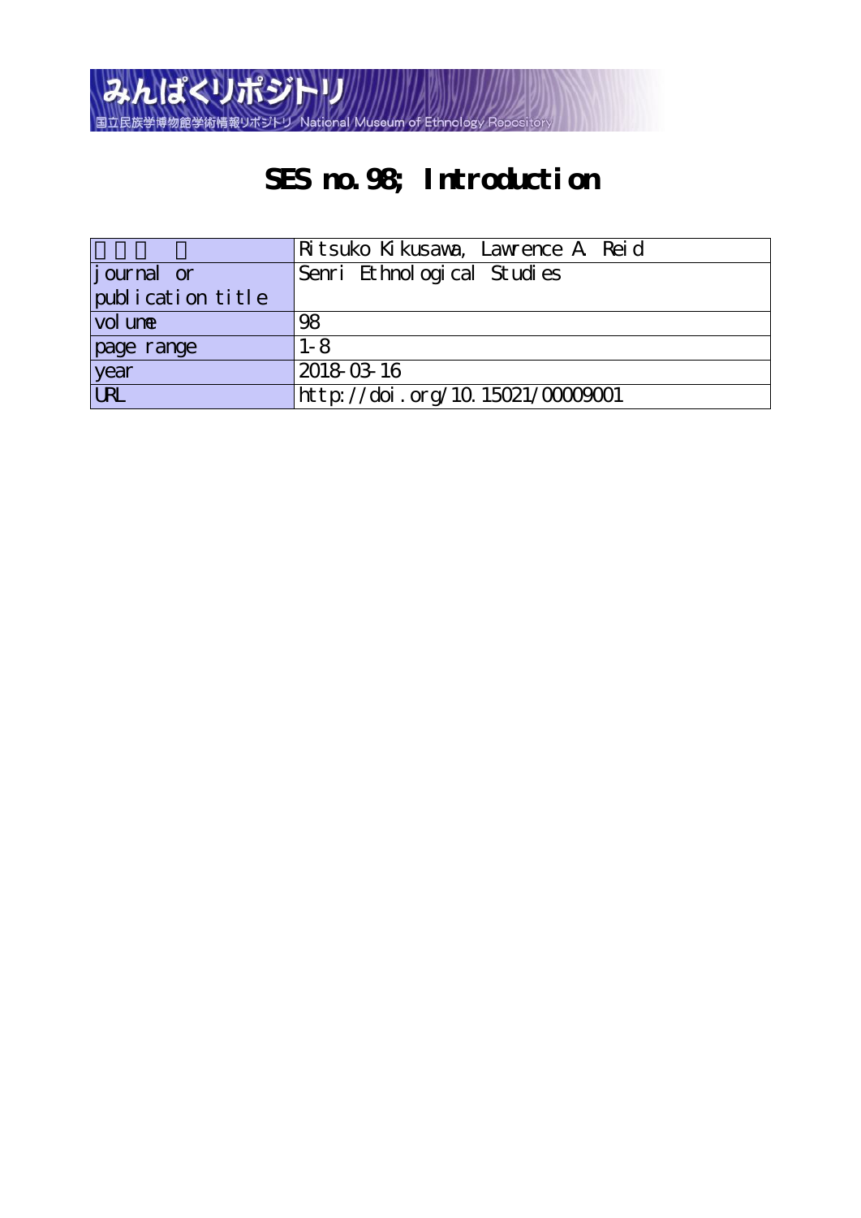みんぱくリポジトリ

国立民族学博物館学術情報リポジトリ National Museum of Ethnology Repository

# SES no.98; Introduction

| | |
|---|---|
| 著者名 | Ritsuko Kikusawa, Lawrence A. Reid |
| journal or publication title | Senri Ethnological Studies |
| volume | 98 |
| page range | 1-8 |
| year | 2018-03-16 |
| URL | http://doi.org/10.15021/00009001 |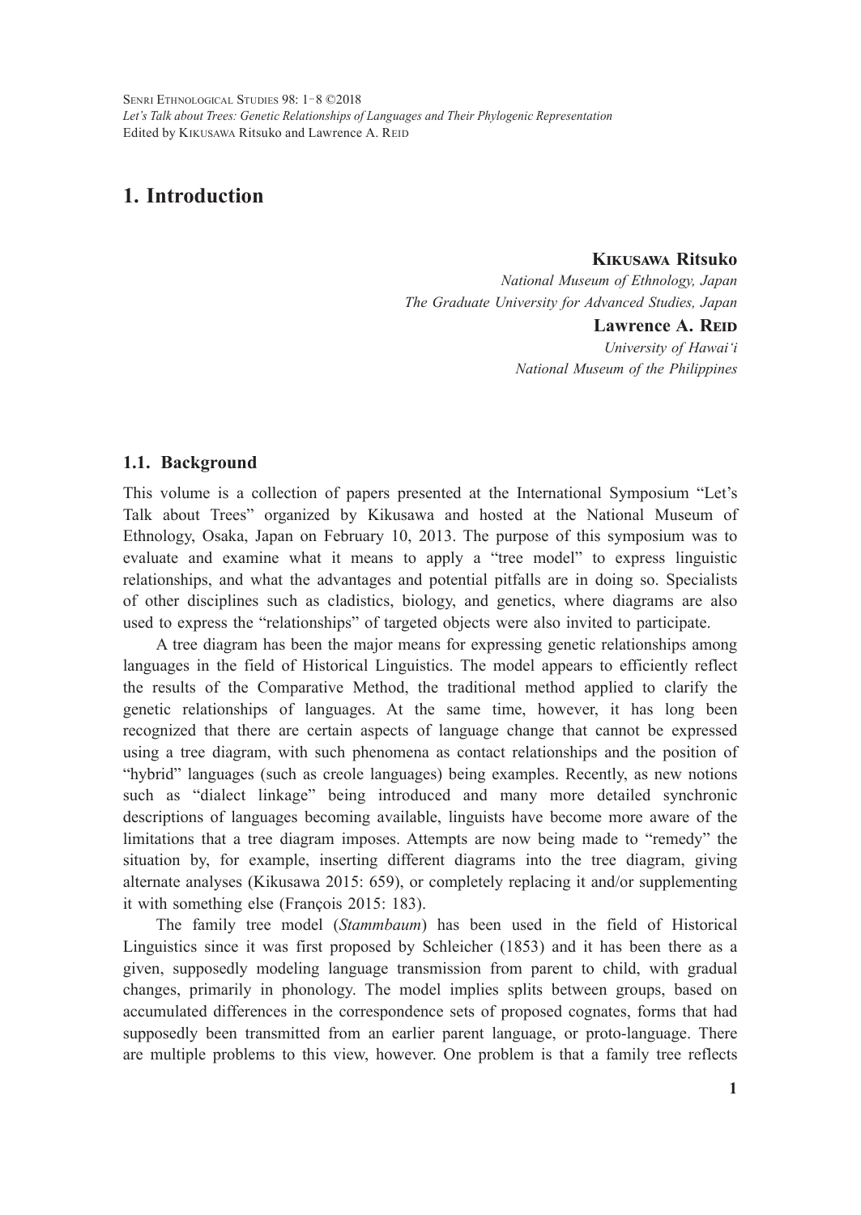# 1. Introduction

**Kikusawa Ritsuko**
*National Museum of Ethnology, Japan*
*The Graduate University for Advanced Studies, Japan*

**Lawrence A. Reid**
*University of Hawai'i*
*National Museum of the Philippines*

## 1.1. Background

This volume is a collection of papers presented at the International Symposium "Let's Talk about Trees" organized by Kikusawa and hosted at the National Museum of Ethnology, Osaka, Japan on February 10, 2013. The purpose of this symposium was to evaluate and examine what it means to apply a "tree model" to express linguistic relationships, and what the advantages and potential pitfalls are in doing so. Specialists of other disciplines such as cladistics, biology, and genetics, where diagrams are also used to express the "relationships" of targeted objects were also invited to participate.

A tree diagram has been the major means for expressing genetic relationships among languages in the field of Historical Linguistics. The model appears to efficiently reflect the results of the Comparative Method, the traditional method applied to clarify the genetic relationships of languages. At the same time, however, it has long been recognized that there are certain aspects of language change that cannot be expressed using a tree diagram, with such phenomena as contact relationships and the position of "hybrid" languages (such as creole languages) being examples. Recently, as new notions such as "dialect linkage" being introduced and many more detailed synchronic descriptions of languages becoming available, linguists have become more aware of the limitations that a tree diagram imposes. Attempts are now being made to "remedy" the situation by, for example, inserting different diagrams into the tree diagram, giving alternate analyses (Kikusawa 2015: 659), or completely replacing it and/or supplementing it with something else (François 2015: 183).

The family tree model (*Stammbaum*) has been used in the field of Historical Linguistics since it was first proposed by Schleicher (1853) and it has been there as a given, supposedly modeling language transmission from parent to child, with gradual changes, primarily in phonology. The model implies splits between groups, based on accumulated differences in the correspondence sets of proposed cognates, forms that had supposedly been transmitted from an earlier parent language, or proto-language. There are multiple problems to this view, however. One problem is that a family tree reflects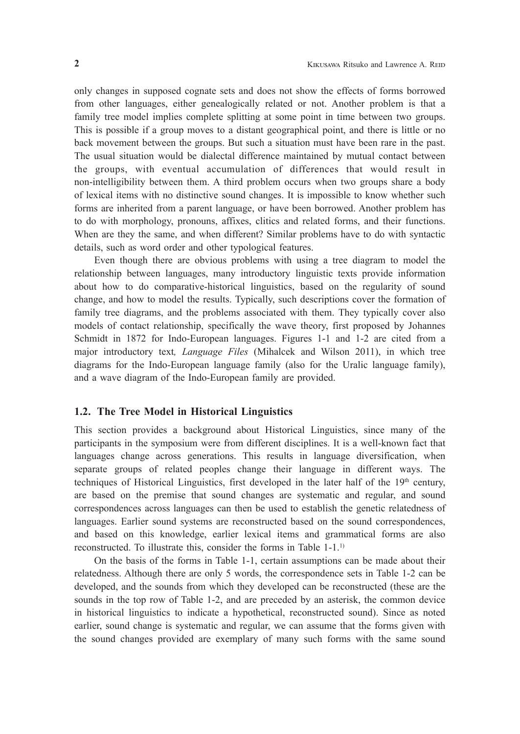only changes in supposed cognate sets and does not show the effects of forms borrowed from other languages, either genealogically related or not. Another problem is that a family tree model implies complete splitting at some point in time between two groups. This is possible if a group moves to a distant geographical point, and there is little or no back movement between the groups. But such a situation must have been rare in the past. The usual situation would be dialectal difference maintained by mutual contact between the groups, with eventual accumulation of differences that would result in non-intelligibility between them. A third problem occurs when two groups share a body of lexical items with no distinctive sound changes. It is impossible to know whether such forms are inherited from a parent language, or have been borrowed. Another problem has to do with morphology, pronouns, affixes, clitics and related forms, and their functions. When are they the same, and when different? Similar problems have to do with syntactic details, such as word order and other typological features.

Even though there are obvious problems with using a tree diagram to model the relationship between languages, many introductory linguistic texts provide information about how to do comparative-historical linguistics, based on the regularity of sound change, and how to model the results. Typically, such descriptions cover the formation of family tree diagrams, and the problems associated with them. They typically cover also models of contact relationship, specifically the wave theory, first proposed by Johannes Schmidt in 1872 for Indo-European languages. Figures 1-1 and 1-2 are cited from a major introductory text, *Language Files* (Mihalcek and Wilson 2011), in which tree diagrams for the Indo-European language family (also for the Uralic language family), and a wave diagram of the Indo-European family are provided.

## 1.2. The Tree Model in Historical Linguistics

This section provides a background about Historical Linguistics, since many of the participants in the symposium were from different disciplines. It is a well-known fact that languages change across generations. This results in language diversification, when separate groups of related peoples change their language in different ways. The techniques of Historical Linguistics, first developed in the later half of the 19th century, are based on the premise that sound changes are systematic and regular, and sound correspondences across languages can then be used to establish the genetic relatedness of languages. Earlier sound systems are reconstructed based on the sound correspondences, and based on this knowledge, earlier lexical items and grammatical forms are also reconstructed. To illustrate this, consider the forms in Table 1-1.[1)]

On the basis of the forms in Table 1-1, certain assumptions can be made about their relatedness. Although there are only 5 words, the correspondence sets in Table 1-2 can be developed, and the sounds from which they developed can be reconstructed (these are the sounds in the top row of Table 1-2, and are preceded by an asterisk, the common device in historical linguistics to indicate a hypothetical, reconstructed sound). Since as noted earlier, sound change is systematic and regular, we can assume that the forms given with the sound changes provided are exemplary of many such forms with the same sound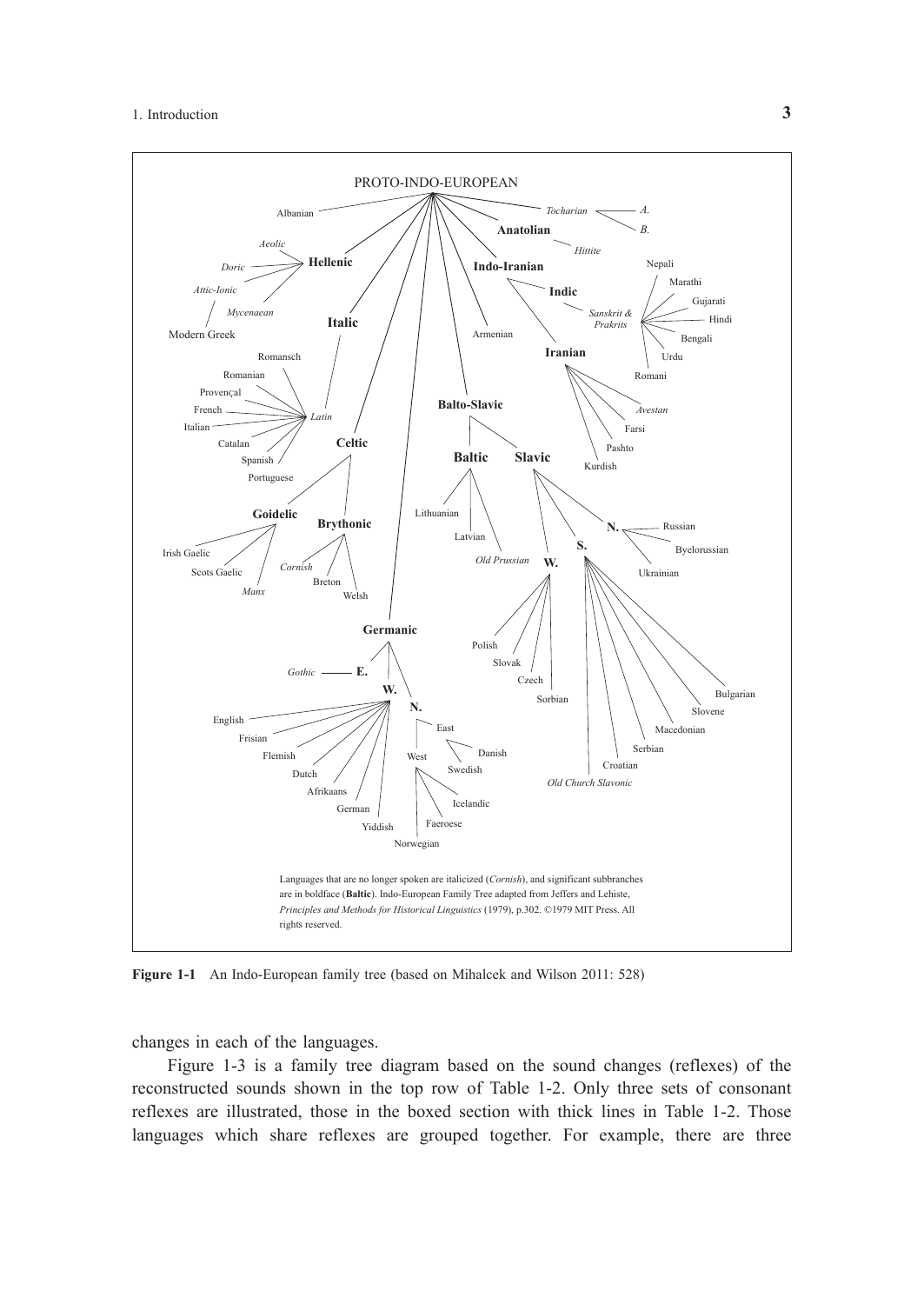- PROTO-INDO-EUROPEAN
  - Albanian
  - **Hellenic**
    - *Aeolic*
    - *Doric*
    - *Attic-Ionic*
      - Modern Greek
    - *Mycenaean*
  - **Italic**
    - *Latin*
      - Romansch
      - Romanian
      - Provençal
      - French
      - Italian
      - Catalan
      - Spanish
      - Portuguese
  - **Celtic**
    - **Goidelic**
      - Irish Gaelic
      - Scots Gaelic
      - *Manx*
    - **Brythonic**
      - *Cornish*
      - Breton
      - Welsh
  - **Germanic**
    - **E.**
      - *Gothic*
    - **W.**
      - English
      - Frisian
      - Flemish
      - Dutch
      - Afrikaans
      - German
      - Yiddish
    - **N.**
      - East
        - Danish
        - Swedish
      - West
        - Icelandic
        - Faeroese
        - Norwegian
  - Armenian
  - **Balto-Slavic**
    - **Baltic**
      - Lithuanian
      - Latvian
      - *Old Prussian*
    - **Slavic**
      - **N.**
        - Russian
        - Byelorussian
        - Ukrainian
      - **S.**
        - Bulgarian
        - Slovene
        - Macedonian
        - Serbian
        - Croatian
        - *Old Church Slavonic*
      - **W.**
        - Polish
        - Slovak
        - Czech
        - Sorbian
  - **Indo-Iranian**
    - **Indic**
      - *Sanskrit & Prakrits*
        - Nepali
        - Marathi
        - Gujarati
        - Hindi
        - Bengali
        - Urdu
        - Romani
    - **Iranian**
      - *Avestan*
      - Farsi
      - Pashto
      - Kurdish
  - **Anatolian**
    - *Hittite*
  - *Tocharian*
    - *A.*
    - *B.*

Languages that are no longer spoken are italicized (*Cornish*), and significant subbranches are in boldface (**Baltic**). Indo-European Family Tree adapted from Jeffers and Lehiste, *Principles and Methods for Historical Linguistics* (1979), p.302. ©1979 MIT Press. All rights reserved.

**Figure 1-1** An Indo-European family tree (based on Mihalcek and Wilson 2011: 528)

changes in each of the languages.

Figure 1-3 is a family tree diagram based on the sound changes (reflexes) of the reconstructed sounds shown in the top row of Table 1-2. Only three sets of consonant reflexes are illustrated, those in the boxed section with thick lines in Table 1-2. Those languages which share reflexes are grouped together. For example, there are three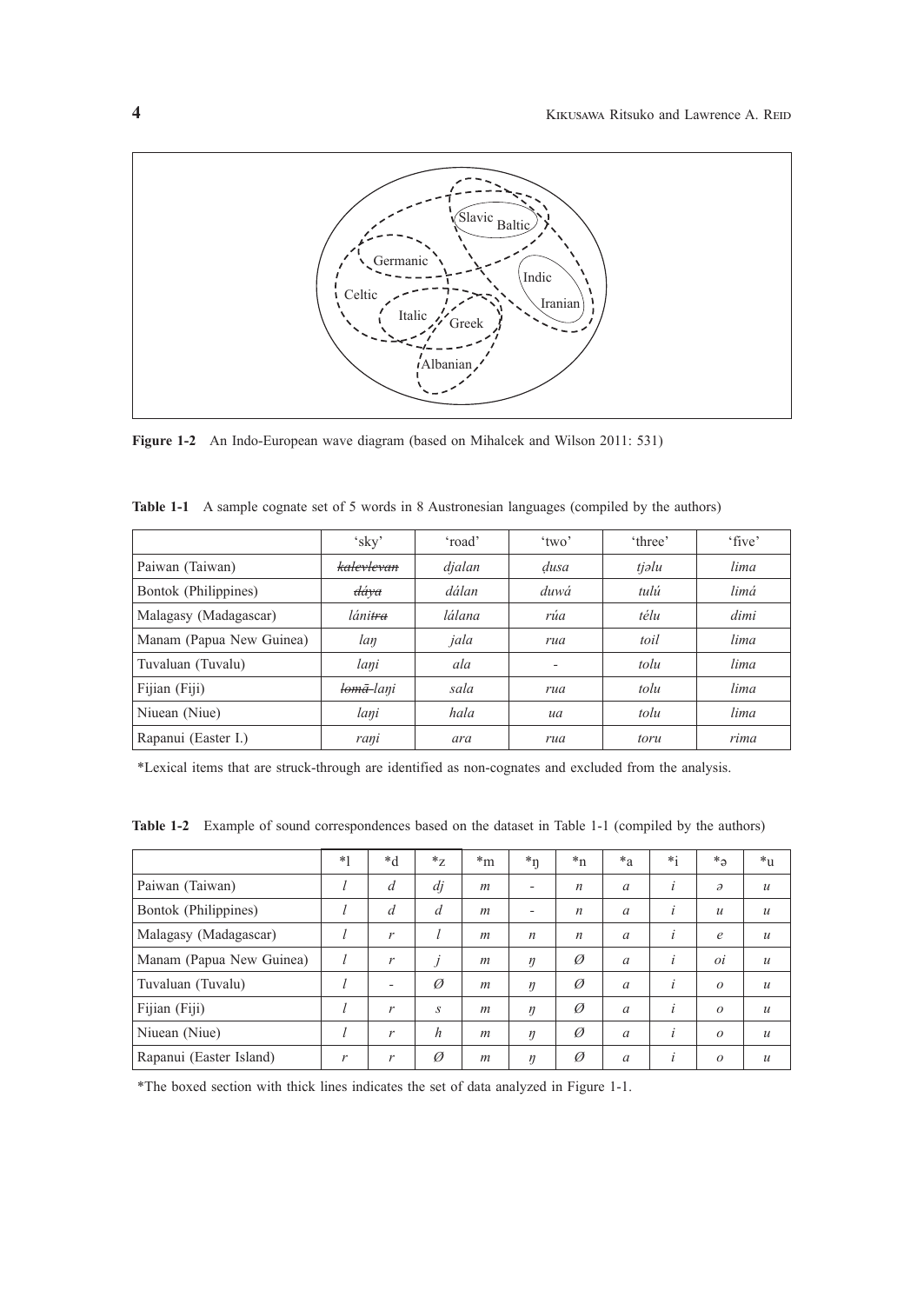**Figure 1-2** An Indo-European wave diagram (based on Mihalcek and Wilson 2011: 531)

**Table 1-1** A sample cognate set of 5 words in 8 Austronesian languages (compiled by the authors)

| | 'sky' | 'road' | 'two' | 'three' | 'five' |
|---|---|---|---|---|---|
| Paiwan (Taiwan) | ~~*kalevlevan*~~ | *djalan* | *ḍusa* | *tjəlu* | *lima* |
| Bontok (Philippines) | ~~*dáya*~~ | *dálan* | *duwá* | *tulú* | *limá* |
| Malagasy (Madagascar) | *láni*~~*tra*~~ | *lálana* | *rúa* | *télu* | *dimi* |
| Manam (Papua New Guinea) | *laŋ* | *jala* | *rua* | *toil* | *lima* |
| Tuvaluan (Tuvalu) | *laŋi* | *ala* | - | *tolu* | *lima* |
| Fijian (Fiji) | ~~*lomā*~~ *laŋi* | *sala* | *rua* | *tolu* | *lima* |
| Niuean (Niue) | *laŋi* | *hala* | *ua* | *tolu* | *lima* |
| Rapanui (Easter I.) | *raŋi* | *ara* | *rua* | *toru* | *rima* |

*Lexical items that are struck-through are identified as non-cognates and excluded from the analysis.

**Table 1-2** Example of sound correspondences based on the dataset in Table 1-1 (compiled by the authors)

| | *l | *d | *z | *m | *ŋ | *n | *a | *i | *ə | *u |
|---|---|---|---|---|---|---|---|---|---|---|
| Paiwan (Taiwan) | *l* | *d* | *dj* | *m* | - | *n* | *a* | *i* | *ə* | *u* |
| Bontok (Philippines) | *l* | *d* | *d* | *m* | - | *n* | *a* | *i* | *u* | *u* |
| Malagasy (Madagascar) | *l* | *r* | *l* | *m* | *n* | *n* | *a* | *i* | *e* | *u* |
| Manam (Papua New Guinea) | *l* | *r* | *j* | *m* | *ŋ* | *Ø* | *a* | *i* | *oi* | *u* |
| Tuvaluan (Tuvalu) | *l* | - | *Ø* | *m* | *ŋ* | *Ø* | *a* | *i* | *o* | *u* |
| Fijian (Fiji) | *l* | *r* | *s* | *m* | *ŋ* | *Ø* | *a* | *i* | *o* | *u* |
| Niuean (Niue) | *l* | *r* | *h* | *m* | *ŋ* | *Ø* | *a* | *i* | *o* | *u* |
| Rapanui (Easter Island) | *r* | *r* | *Ø* | *m* | *ŋ* | *Ø* | *a* | *i* | *o* | *u* |

*The boxed section with thick lines indicates the set of data analyzed in Figure 1-1.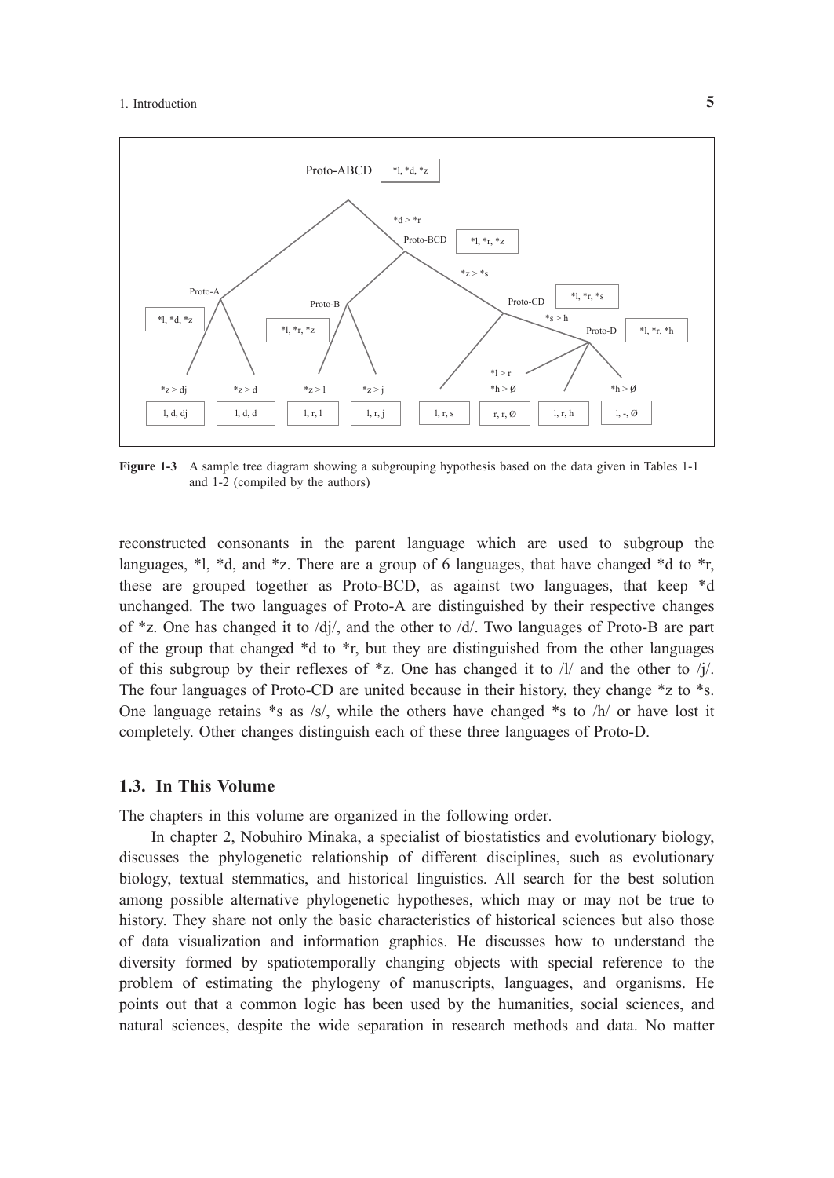**Figure 1-3** A sample tree diagram showing a subgrouping hypothesis based on the data given in Tables 1-1 and 1-2 (compiled by the authors)

reconstructed consonants in the parent language which are used to subgroup the languages, *l, *d, and *z. There are a group of 6 languages, that have changed *d to *r, these are grouped together as Proto-BCD, as against two languages, that keep *d unchanged. The two languages of Proto-A are distinguished by their respective changes of *z. One has changed it to /dj/, and the other to /d/. Two languages of Proto-B are part of the group that changed *d to *r, but they are distinguished from the other languages of this subgroup by their reflexes of *z. One has changed it to /l/ and the other to /j/. The four languages of Proto-CD are united because in their history, they change *z to *s. One language retains *s as /s/, while the others have changed *s to /h/ or have lost it completely. Other changes distinguish each of these three languages of Proto-D.

## 1.3. In This Volume

The chapters in this volume are organized in the following order.

In chapter 2, Nobuhiro Minaka, a specialist of biostatistics and evolutionary biology, discusses the phylogenetic relationship of different disciplines, such as evolutionary biology, textual stemmatics, and historical linguistics. All search for the best solution among possible alternative phylogenetic hypotheses, which may or may not be true to history. They share not only the basic characteristics of historical sciences but also those of data visualization and information graphics. He discusses how to understand the diversity formed by spatiotemporally changing objects with special reference to the problem of estimating the phylogeny of manuscripts, languages, and organisms. He points out that a common logic has been used by the humanities, social sciences, and natural sciences, despite the wide separation in research methods and data. No matter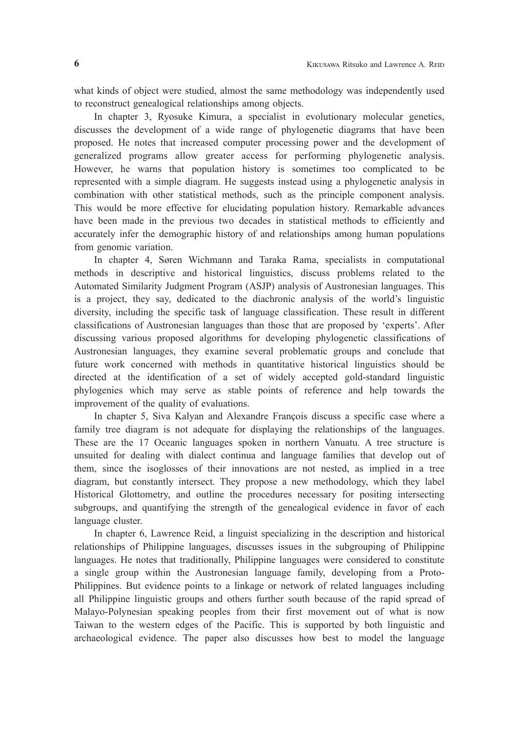what kinds of object were studied, almost the same methodology was independently used to reconstruct genealogical relationships among objects.

In chapter 3, Ryosuke Kimura, a specialist in evolutionary molecular genetics, discusses the development of a wide range of phylogenetic diagrams that have been proposed. He notes that increased computer processing power and the development of generalized programs allow greater access for performing phylogenetic analysis. However, he warns that population history is sometimes too complicated to be represented with a simple diagram. He suggests instead using a phylogenetic analysis in combination with other statistical methods, such as the principle component analysis. This would be more effective for elucidating population history. Remarkable advances have been made in the previous two decades in statistical methods to efficiently and accurately infer the demographic history of and relationships among human populations from genomic variation.

In chapter 4, Søren Wichmann and Taraka Rama, specialists in computational methods in descriptive and historical linguistics, discuss problems related to the Automated Similarity Judgment Program (ASJP) analysis of Austronesian languages. This is a project, they say, dedicated to the diachronic analysis of the world's linguistic diversity, including the specific task of language classification. These result in different classifications of Austronesian languages than those that are proposed by 'experts'. After discussing various proposed algorithms for developing phylogenetic classifications of Austronesian languages, they examine several problematic groups and conclude that future work concerned with methods in quantitative historical linguistics should be directed at the identification of a set of widely accepted gold-standard linguistic phylogenies which may serve as stable points of reference and help towards the improvement of the quality of evaluations.

In chapter 5, Siva Kalyan and Alexandre François discuss a specific case where a family tree diagram is not adequate for displaying the relationships of the languages. These are the 17 Oceanic languages spoken in northern Vanuatu. A tree structure is unsuited for dealing with dialect continua and language families that develop out of them, since the isoglosses of their innovations are not nested, as implied in a tree diagram, but constantly intersect. They propose a new methodology, which they label Historical Glottometry, and outline the procedures necessary for positing intersecting subgroups, and quantifying the strength of the genealogical evidence in favor of each language cluster.

In chapter 6, Lawrence Reid, a linguist specializing in the description and historical relationships of Philippine languages, discusses issues in the subgrouping of Philippine languages. He notes that traditionally, Philippine languages were considered to constitute a single group within the Austronesian language family, developing from a Proto-Philippines. But evidence points to a linkage or network of related languages including all Philippine linguistic groups and others further south because of the rapid spread of Malayo-Polynesian speaking peoples from their first movement out of what is now Taiwan to the western edges of the Pacific. This is supported by both linguistic and archaeological evidence. The paper also discusses how best to model the language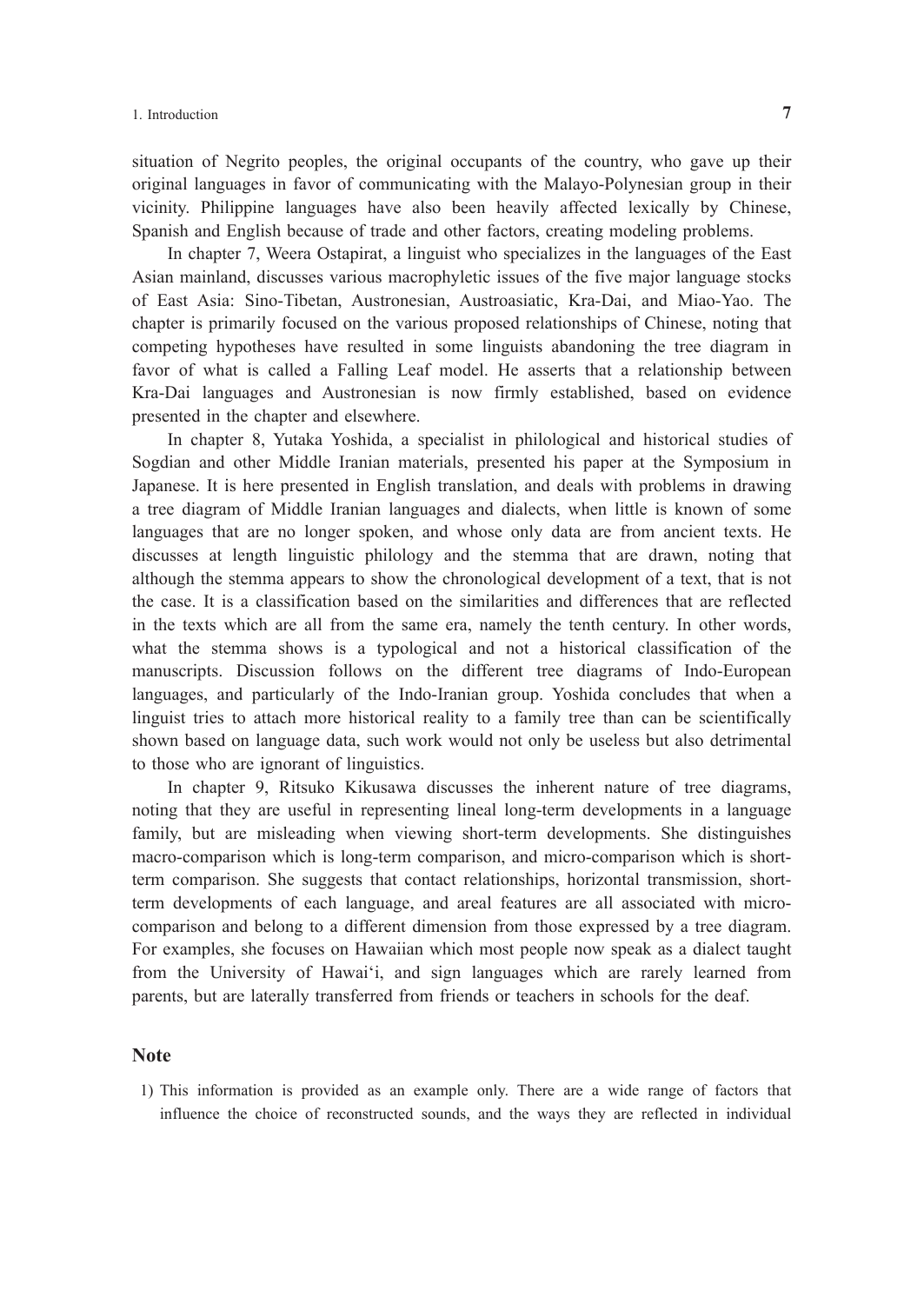situation of Negrito peoples, the original occupants of the country, who gave up their original languages in favor of communicating with the Malayo-Polynesian group in their vicinity. Philippine languages have also been heavily affected lexically by Chinese, Spanish and English because of trade and other factors, creating modeling problems.

In chapter 7, Weera Ostapirat, a linguist who specializes in the languages of the East Asian mainland, discusses various macrophyletic issues of the five major language stocks of East Asia: Sino-Tibetan, Austronesian, Austroasiatic, Kra-Dai, and Miao-Yao. The chapter is primarily focused on the various proposed relationships of Chinese, noting that competing hypotheses have resulted in some linguists abandoning the tree diagram in favor of what is called a Falling Leaf model. He asserts that a relationship between Kra-Dai languages and Austronesian is now firmly established, based on evidence presented in the chapter and elsewhere.

In chapter 8, Yutaka Yoshida, a specialist in philological and historical studies of Sogdian and other Middle Iranian materials, presented his paper at the Symposium in Japanese. It is here presented in English translation, and deals with problems in drawing a tree diagram of Middle Iranian languages and dialects, when little is known of some languages that are no longer spoken, and whose only data are from ancient texts. He discusses at length linguistic philology and the stemma that are drawn, noting that although the stemma appears to show the chronological development of a text, that is not the case. It is a classification based on the similarities and differences that are reflected in the texts which are all from the same era, namely the tenth century. In other words, what the stemma shows is a typological and not a historical classification of the manuscripts. Discussion follows on the different tree diagrams of Indo-European languages, and particularly of the Indo-Iranian group. Yoshida concludes that when a linguist tries to attach more historical reality to a family tree than can be scientifically shown based on language data, such work would not only be useless but also detrimental to those who are ignorant of linguistics.

In chapter 9, Ritsuko Kikusawa discusses the inherent nature of tree diagrams, noting that they are useful in representing lineal long-term developments in a language family, but are misleading when viewing short-term developments. She distinguishes macro-comparison which is long-term comparison, and micro-comparison which is short-term comparison. She suggests that contact relationships, horizontal transmission, short-term developments of each language, and areal features are all associated with micro-comparison and belong to a different dimension from those expressed by a tree diagram. For examples, she focuses on Hawaiian which most people now speak as a dialect taught from the University of Hawai‘i, and sign languages which are rarely learned from parents, but are laterally transferred from friends or teachers in schools for the deaf.

## Note

1) This information is provided as an example only. There are a wide range of factors that influence the choice of reconstructed sounds, and the ways they are reflected in individual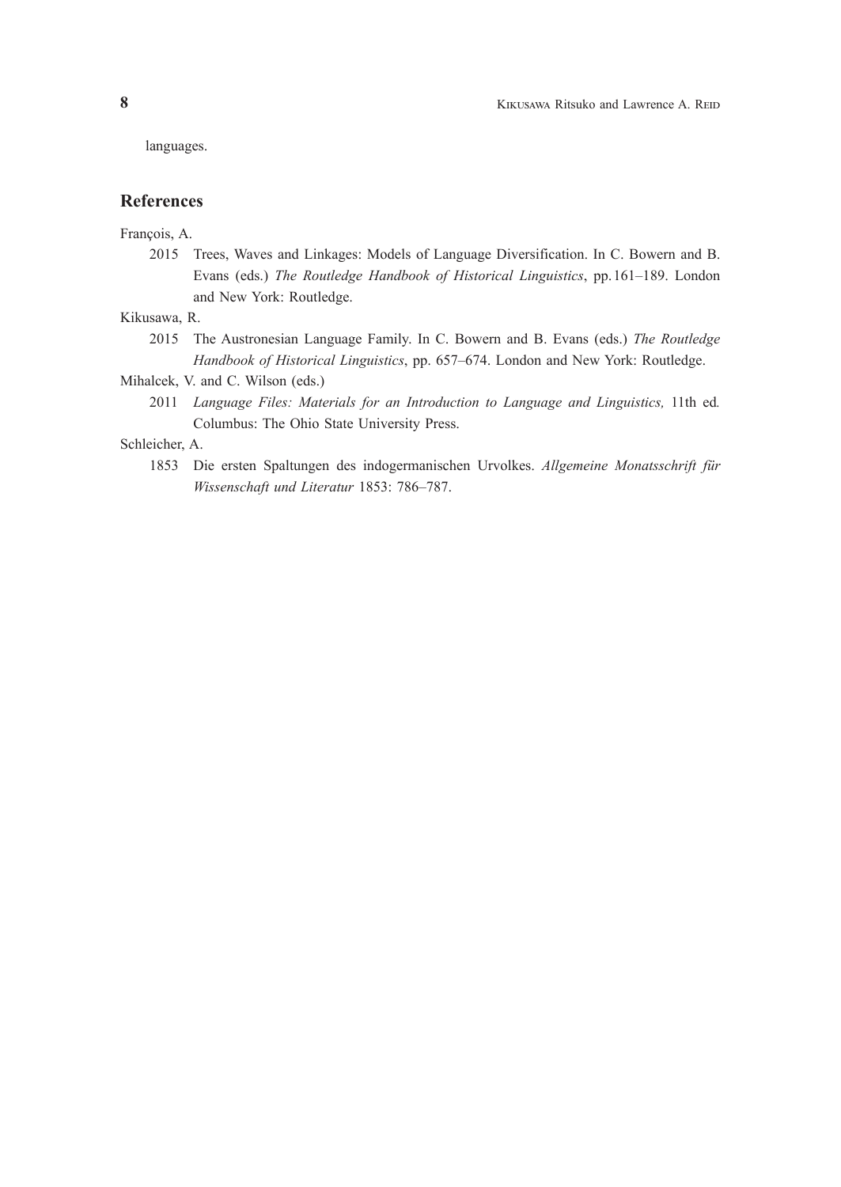languages.

## References

François, A.

2015 Trees, Waves and Linkages: Models of Language Diversification. In C. Bowern and B. Evans (eds.) *The Routledge Handbook of Historical Linguistics*, pp. 161–189. London and New York: Routledge.

Kikusawa, R.

2015 The Austronesian Language Family. In C. Bowern and B. Evans (eds.) *The Routledge Handbook of Historical Linguistics*, pp. 657–674. London and New York: Routledge.

Mihalcek, V. and C. Wilson (eds.)

2011 *Language Files: Materials for an Introduction to Language and Linguistics,* 11th ed. Columbus: The Ohio State University Press.

Schleicher, A.

1853 Die ersten Spaltungen des indogermanischen Urvolkes. *Allgemeine Monatsschrift für Wissenschaft und Literatur* 1853: 786–787.